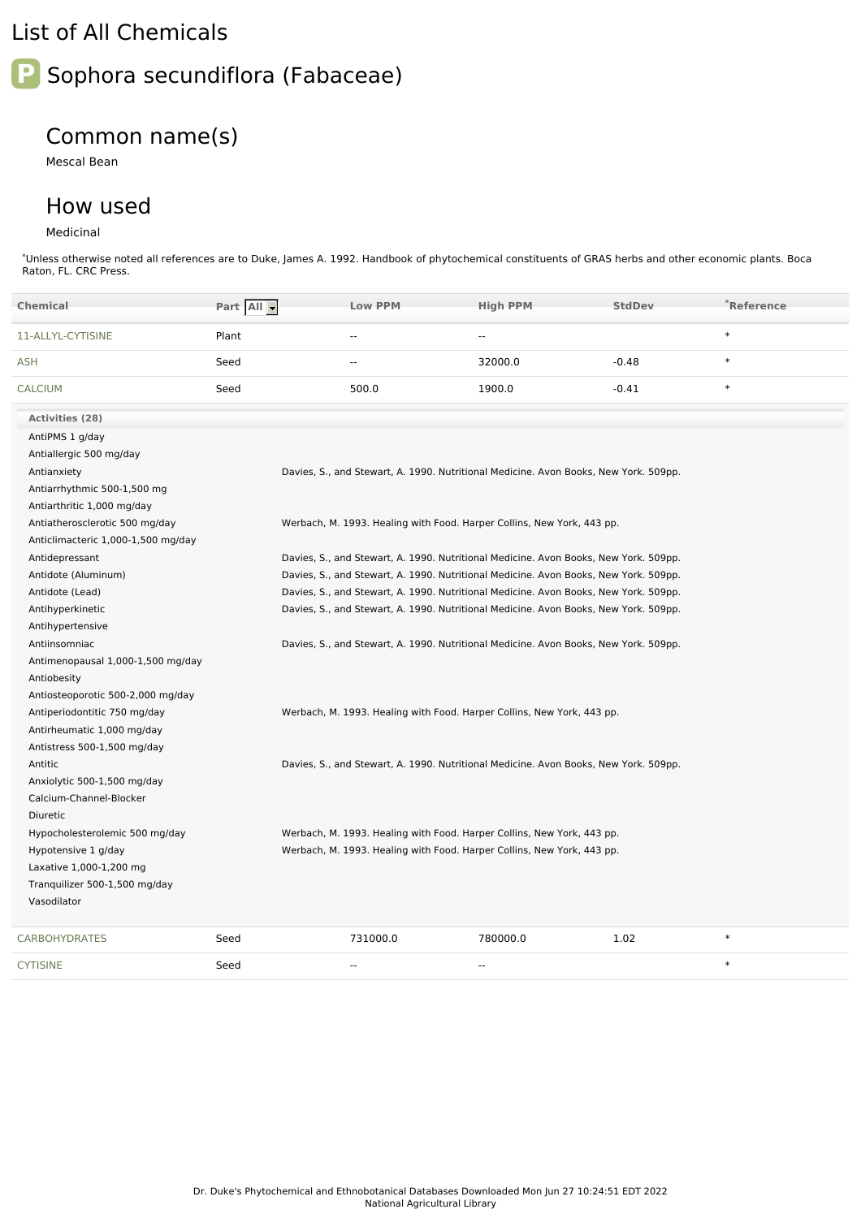# List of All Chemicals

## P Sophora secundiflora (Fabaceae)

### Common name(s)

Mescal Bean

### How used

Medicinal

*Unless otherwise noted all references are to Duke, James A. 1992. Handbook of phytochemical constituents of GRAS herbs and other economic plants. Boca Raton, FL. CRC Press.

| Chemical | Part All | Low PPM | High PPM | StdDev | *Reference |
|---|---|---|---|---|---|
| 11-ALLYL-CYTISINE | Plant | -- | -- | | * |
| ASH | Seed | -- | 32000.0 | -0.48 | * |
| CALCIUM | Seed | 500.0 | 1900.0 | -0.41 | * |

**Activities (28)**

| Activity | Reference |
|---|---|
| AntiPMS 1 g/day | |
| Antiallergic 500 mg/day | |
| Antianxiety | Davies, S., and Stewart, A. 1990. Nutritional Medicine. Avon Books, New York. 509pp. |
| Antiarrhythmic 500-1,500 mg | |
| Antiarthritic 1,000 mg/day | |
| Antiatherosclerotic 500 mg/day | Werbach, M. 1993. Healing with Food. Harper Collins, New York, 443 pp. |
| Anticlimacteric 1,000-1,500 mg/day | |
| Antidepressant | Davies, S., and Stewart, A. 1990. Nutritional Medicine. Avon Books, New York. 509pp. |
| Antidote (Aluminum) | Davies, S., and Stewart, A. 1990. Nutritional Medicine. Avon Books, New York. 509pp. |
| Antidote (Lead) | Davies, S., and Stewart, A. 1990. Nutritional Medicine. Avon Books, New York. 509pp. |
| Antihyperkinetic | Davies, S., and Stewart, A. 1990. Nutritional Medicine. Avon Books, New York. 509pp. |
| Antihypertensive | |
| Antiinsomniac | Davies, S., and Stewart, A. 1990. Nutritional Medicine. Avon Books, New York. 509pp. |
| Antimenopausal 1,000-1,500 mg/day | |
| Antiobesity | |
| Antiosteoporotic 500-2,000 mg/day | |
| Antiperiodontitic 750 mg/day | Werbach, M. 1993. Healing with Food. Harper Collins, New York, 443 pp. |
| Antirheumatic 1,000 mg/day | |
| Antistress 500-1,500 mg/day | |
| Antitic | Davies, S., and Stewart, A. 1990. Nutritional Medicine. Avon Books, New York. 509pp. |
| Anxiolytic 500-1,500 mg/day | |
| Calcium-Channel-Blocker | |
| Diuretic | |
| Hypocholesterolemic 500 mg/day | Werbach, M. 1993. Healing with Food. Harper Collins, New York, 443 pp. |
| Hypotensive 1 g/day | Werbach, M. 1993. Healing with Food. Harper Collins, New York, 443 pp. |
| Laxative 1,000-1,200 mg | |
| Tranquilizer 500-1,500 mg/day | |
| Vasodilator | |

| Chemical | Part | Low PPM | High PPM | StdDev | *Reference |
|---|---|---|---|---|---|
| CARBOHYDRATES | Seed | 731000.0 | 780000.0 | 1.02 | * |
| CYTISINE | Seed | -- | -- | | * |

Dr. Duke's Phytochemical and Ethnobotanical Databases Downloaded Mon Jun 27 10:24:51 EDT 2022
National Agricultural Library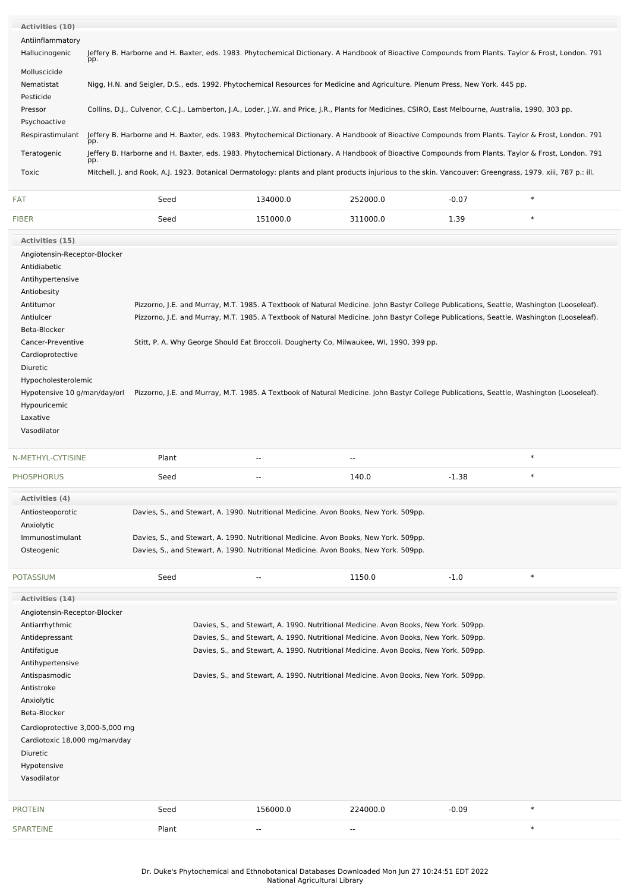**Activities (10)**

| Activity | Reference |
|---|---|
| Antiinflammatory | |
| Hallucinogenic | Jeffery B. Harborne and H. Baxter, eds. 1983. Phytochemical Dictionary. A Handbook of Bioactive Compounds from Plants. Taylor & Frost, London. 791 pp. |
| Molluscicide | |
| Nematistat | Nigg, H.N. and Seigler, D.S., eds. 1992. Phytochemical Resources for Medicine and Agriculture. Plenum Press, New York. 445 pp. |
| Pesticide | |
| Pressor | Collins, D.J., Culvenor, C.C.J., Lamberton, J.A., Loder, J.W. and Price, J.R., Plants for Medicines, CSIRO, East Melbourne, Australia, 1990, 303 pp. |
| Psychoactive | |
| Respirastimulant | Jeffery B. Harborne and H. Baxter, eds. 1983. Phytochemical Dictionary. A Handbook of Bioactive Compounds from Plants. Taylor & Frost, London. 791 pp. |
| Teratogenic | Jeffery B. Harborne and H. Baxter, eds. 1983. Phytochemical Dictionary. A Handbook of Bioactive Compounds from Plants. Taylor & Frost, London. 791 pp. |
| Toxic | Mitchell, J. and Rook, A.J. 1923. Botanical Dermatology: plants and plant products injurious to the skin. Vancouver: Greengrass, 1979. xiii, 787 p.: ill. |

| Chemical | Part | Low | High | SD | |
|---|---|---|---|---|---|
| FAT | Seed | 134000.0 | 252000.0 | -0.07 | * |
| FIBER | Seed | 151000.0 | 311000.0 | 1.39 | * |

**Activities (15)**

| Activity | Reference |
|---|---|
| Angiotensin-Receptor-Blocker | |
| Antidiabetic | |
| Antihypertensive | |
| Antiobesity | |
| Antitumor | Pizzorno, J.E. and Murray, M.T. 1985. A Textbook of Natural Medicine. John Bastyr College Publications, Seattle, Washington (Looseleaf). |
| Antiulcer | Pizzorno, J.E. and Murray, M.T. 1985. A Textbook of Natural Medicine. John Bastyr College Publications, Seattle, Washington (Looseleaf). |
| Beta-Blocker | |
| Cancer-Preventive | Stitt, P. A. Why George Should Eat Broccoli. Dougherty Co, Milwaukee, WI, 1990, 399 pp. |
| Cardioprotective | |
| Diuretic | |
| Hypocholesterolemic | |
| Hypotensive 10 g/man/day/orl | Pizzorno, J.E. and Murray, M.T. 1985. A Textbook of Natural Medicine. John Bastyr College Publications, Seattle, Washington (Looseleaf). |
| Hypouricemic | |
| Laxative | |
| Vasodilator | |

| Chemical | Part | Low | High | SD | |
|---|---|---|---|---|---|
| N-METHYL-CYTISINE | Plant | -- | -- | | * |
| PHOSPHORUS | Seed | -- | 140.0 | -1.38 | * |

**Activities (4)**

| Activity | Reference |
|---|---|
| Antiosteoporotic | Davies, S., and Stewart, A. 1990. Nutritional Medicine. Avon Books, New York. 509pp. |
| Anxiolytic | |
| Immunostimulant | Davies, S., and Stewart, A. 1990. Nutritional Medicine. Avon Books, New York. 509pp. |
| Osteogenic | Davies, S., and Stewart, A. 1990. Nutritional Medicine. Avon Books, New York. 509pp. |

| Chemical | Part | Low | High | SD | |
|---|---|---|---|---|---|
| POTASSIUM | Seed | -- | 1150.0 | -1.0 | * |

**Activities (14)**

| Activity | Reference |
|---|---|
| Angiotensin-Receptor-Blocker | |
| Antiarrhythmic | Davies, S., and Stewart, A. 1990. Nutritional Medicine. Avon Books, New York. 509pp. |
| Antidepressant | Davies, S., and Stewart, A. 1990. Nutritional Medicine. Avon Books, New York. 509pp. |
| Antifatigue | Davies, S., and Stewart, A. 1990. Nutritional Medicine. Avon Books, New York. 509pp. |
| Antihypertensive | |
| Antispasmodic | Davies, S., and Stewart, A. 1990. Nutritional Medicine. Avon Books, New York. 509pp. |
| Antistroke | |
| Anxiolytic | |
| Beta-Blocker | |
| Cardioprotective 3,000-5,000 mg | |
| Cardiotoxic 18,000 mg/man/day | |
| Diuretic | |
| Hypotensive | |
| Vasodilator | |

| Chemical | Part | Low | High | SD | |
|---|---|---|---|---|---|
| PROTEIN | Seed | 156000.0 | 224000.0 | -0.09 | * |
| SPARTEINE | Plant | -- | -- | | * |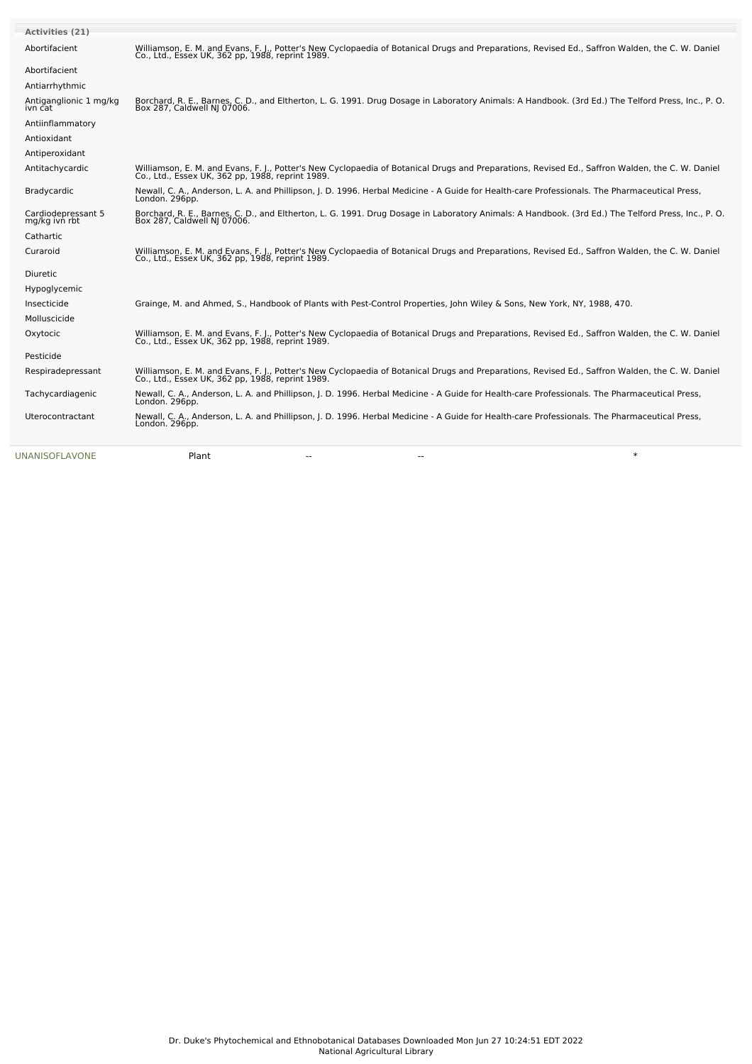**Activities (21)**

| | |
|---|---|
| Abortifacient | Williamson, E. M. and Evans, F. J., Potter's New Cyclopaedia of Botanical Drugs and Preparations, Revised Ed., Saffron Walden, the C. W. Daniel Co., Ltd., Essex UK, 362 pp, 1988, reprint 1989. |
| Abortifacient | |
| Antiarrhythmic | |
| Antiganglionic 1 mg/kg ivn cat | Borchard, R. E., Barnes, C. D., and Eltherton, L. G. 1991. Drug Dosage in Laboratory Animals: A Handbook. (3rd Ed.) The Telford Press, Inc., P. O. Box 287, Caldwell NJ 07006. |
| Antiinflammatory | |
| Antioxidant | |
| Antiperoxidant | |
| Antitachycardic | Williamson, E. M. and Evans, F. J., Potter's New Cyclopaedia of Botanical Drugs and Preparations, Revised Ed., Saffron Walden, the C. W. Daniel Co., Ltd., Essex UK, 362 pp, 1988, reprint 1989. |
| Bradycardic | Newall, C. A., Anderson, L. A. and Phillipson, J. D. 1996. Herbal Medicine - A Guide for Health-care Professionals. The Pharmaceutical Press, London. 296pp. |
| Cardiodepressant 5 mg/kg ivn rbt | Borchard, R. E., Barnes, C. D., and Eltherton, L. G. 1991. Drug Dosage in Laboratory Animals: A Handbook. (3rd Ed.) The Telford Press, Inc., P. O. Box 287, Caldwell NJ 07006. |
| Cathartic | |
| Curaroid | Williamson, E. M. and Evans, F. J., Potter's New Cyclopaedia of Botanical Drugs and Preparations, Revised Ed., Saffron Walden, the C. W. Daniel Co., Ltd., Essex UK, 362 pp, 1988, reprint 1989. |
| Diuretic | |
| Hypoglycemic | |
| Insecticide | Grainge, M. and Ahmed, S., Handbook of Plants with Pest-Control Properties, John Wiley & Sons, New York, NY, 1988, 470. |
| Molluscicide | |
| Oxytocic | Williamson, E. M. and Evans, F. J., Potter's New Cyclopaedia of Botanical Drugs and Preparations, Revised Ed., Saffron Walden, the C. W. Daniel Co., Ltd., Essex UK, 362 pp, 1988, reprint 1989. |
| Pesticide | |
| Respiradepressant | Williamson, E. M. and Evans, F. J., Potter's New Cyclopaedia of Botanical Drugs and Preparations, Revised Ed., Saffron Walden, the C. W. Daniel Co., Ltd., Essex UK, 362 pp, 1988, reprint 1989. |
| Tachycardiagenic | Newall, C. A., Anderson, L. A. and Phillipson, J. D. 1996. Herbal Medicine - A Guide for Health-care Professionals. The Pharmaceutical Press, London. 296pp. |
| Uterocontractant | Newall, C. A., Anderson, L. A. and Phillipson, J. D. 1996. Herbal Medicine - A Guide for Health-care Professionals. The Pharmaceutical Press, London. 296pp. |

| | | | | |
|---|---|---|---|---|
| UNANISOFLAVONE | Plant | -- | -- | * |

Dr. Duke's Phytochemical and Ethnobotanical Databases Downloaded Mon Jun 27 10:24:51 EDT 2022
National Agricultural Library